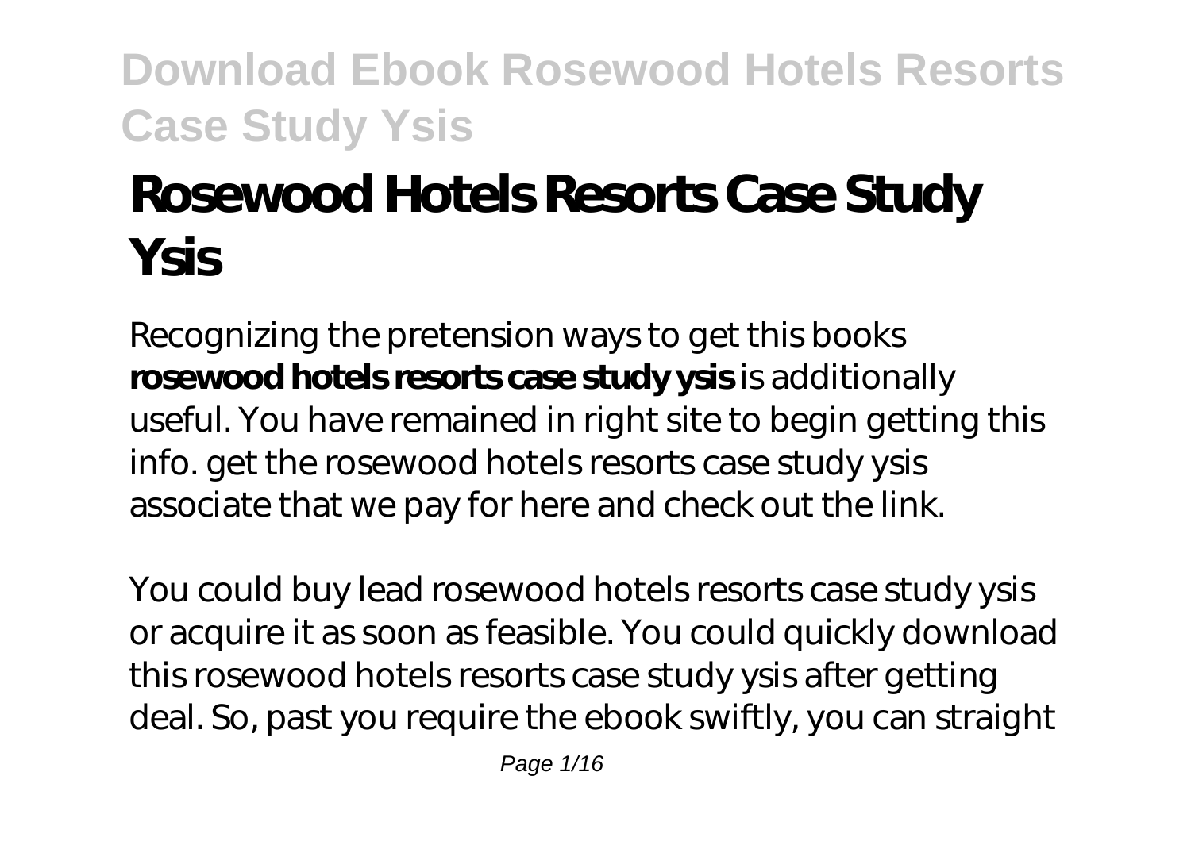# Rosewood Hotels Resorts Case Study Ysis

Recognizing the pretension ways to get this books **rosewood hotels resorts case study ysis** is additionally useful. You have remained in right site to begin getting this info. get the rosewood hotels resorts case study ysis associate that we pay for here and check out the link.

You could buy lead rosewood hotels resorts case study ysis or acquire it as soon as feasible. You could quickly download this rosewood hotels resorts case study ysis after getting deal. So, past you require the ebook swiftly, you can straight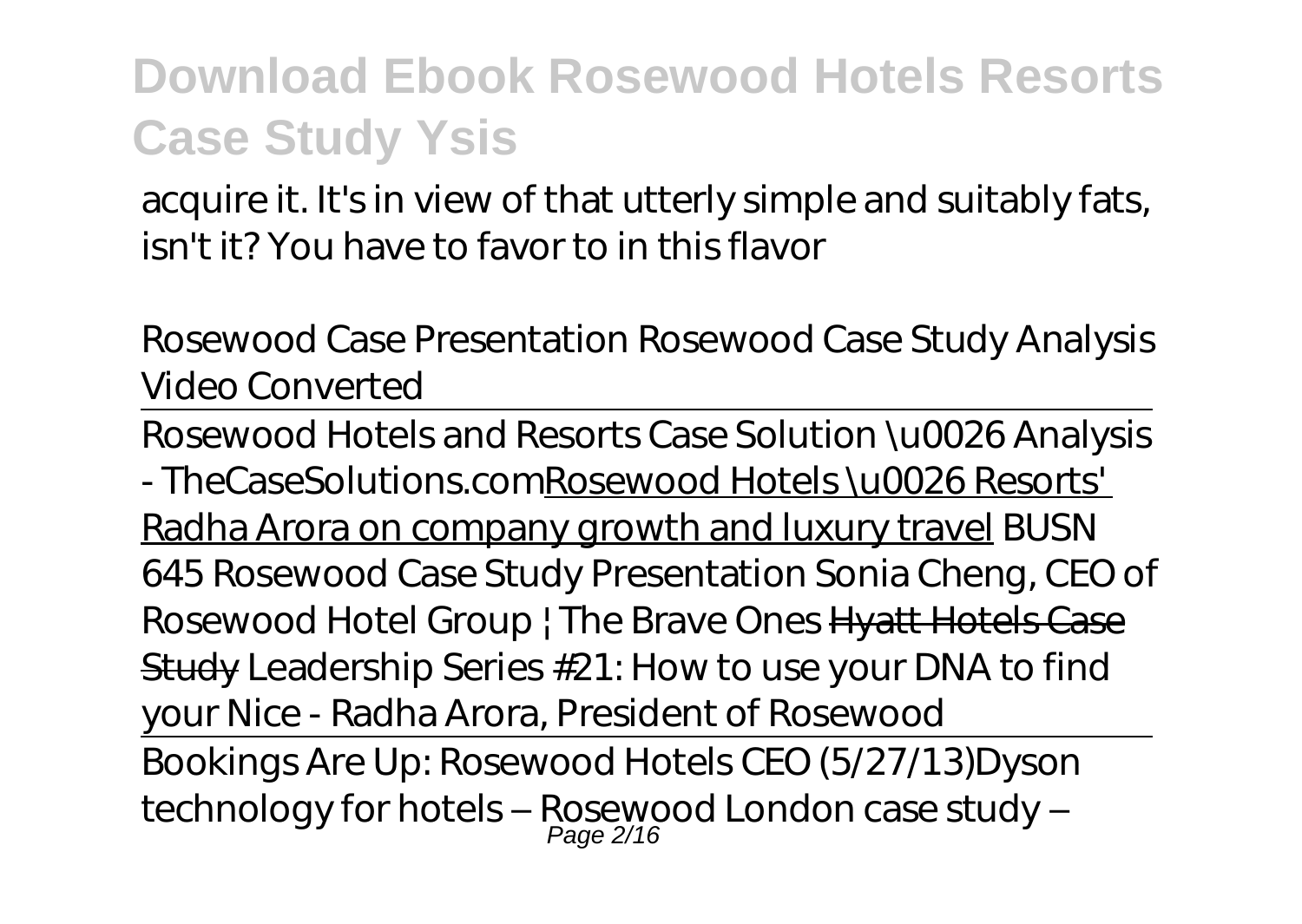acquire it. It's in view of that utterly simple and suitably fats, isn't it? You have to favor to in this flavor

*Rosewood Case Presentation* *Rosewood Case Study Analysis Video Converted*

Rosewood Hotels and Resorts Case Solution \u0026 Analysis - TheCaseSolutions.comRosewood Hotels \u0026 Resorts' Radha Arora on company growth and luxury travel *BUSN 645 Rosewood Case Study Presentation* *Sonia Cheng, CEO of Rosewood Hotel Group | The Brave Ones* Hyatt Hotels Case Study *Leadership Series #21: How to use your DNA to find your Nice - Radha Arora, President of Rosewood*

Bookings Are Up: Rosewood Hotels CEO (5/27/13)*Dyson technology for hotels – Rosewood London case study –*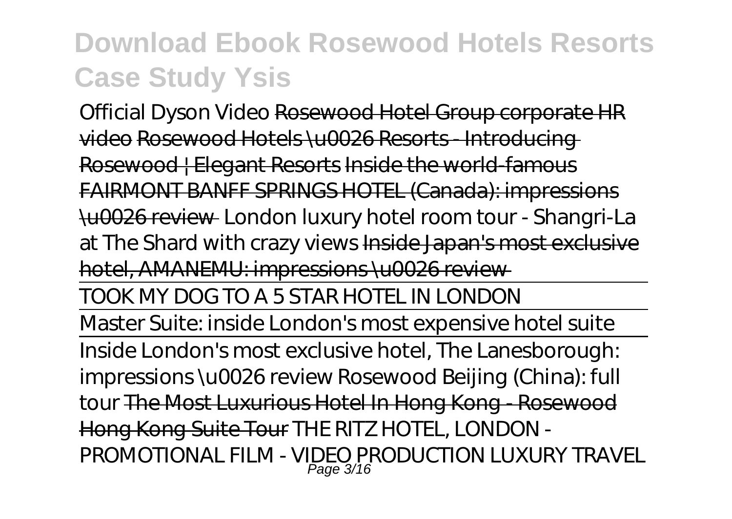# Download Ebook Rosewood Hotels Resorts Case Study Ysis

*Official Dyson Video* ~~Rosewood Hotel Group corporate HR video~~ ~~Rosewood Hotels \u0026 Resorts - Introducing Rosewood | Elegant Resorts~~ ~~Inside the world-famous FAIRMONT BANFF SPRINGS HOTEL (Canada): impressions \u0026 review~~ *London luxury hotel room tour - Shangri-La at The Shard with crazy views* ~~Inside Japan's most exclusive hotel, AMANEMU: impressions \u0026 review~~

TOOK MY DOG TO A 5 STAR HOTEL IN LONDON

Master Suite: inside London's most expensive hotel suite

Inside London's most exclusive hotel, The Lanesborough: impressions \u0026 review *Rosewood Beijing (China): full tour* ~~The Most Luxurious Hotel In Hong Kong - Rosewood Hong Kong Suite Tour~~ *THE RITZ HOTEL, LONDON - PROMOTIONAL FILM - VIDEO PRODUCTION LUXURY TRAVEL*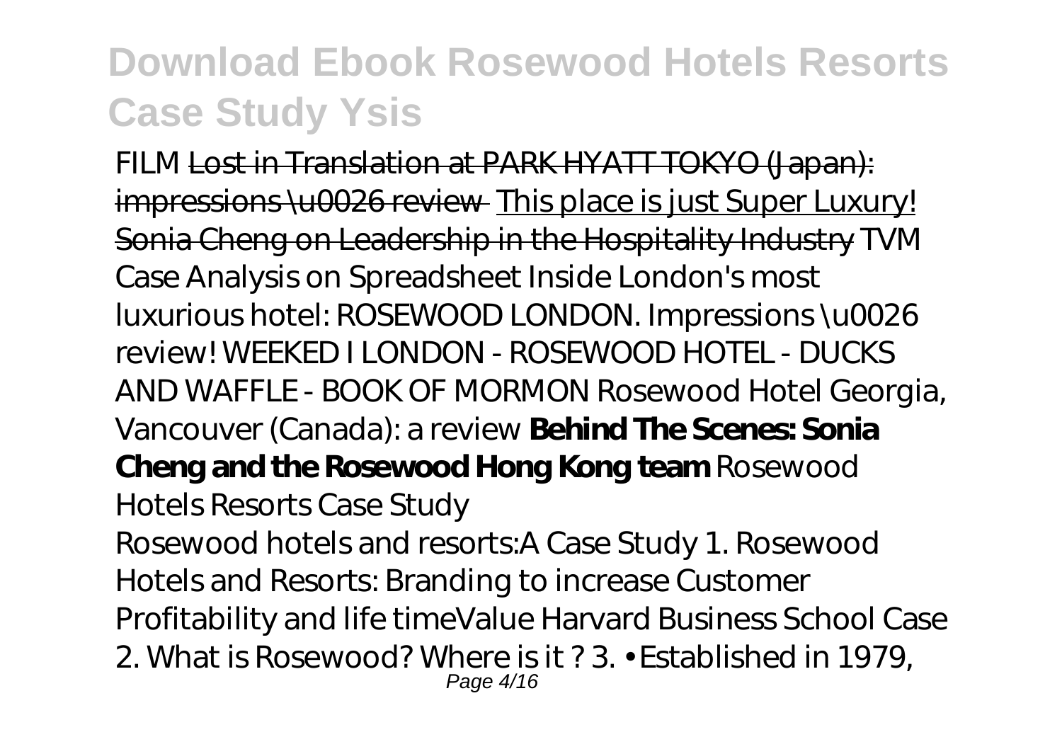FILM ~~Lost in Translation at PARK HYATT TOKYO (Japan): impressions \u0026 review~~ This place is just Super Luxury! ~~Sonia Cheng on Leadership in the Hospitality Industry~~ *TVM Case Analysis on Spreadsheet Inside London's most luxurious hotel: ROSEWOOD LONDON. Impressions \u0026 review! WEEKED I LONDON - ROSEWOOD HOTEL - DUCKS AND WAFFLE - BOOK OF MORMON Rosewood Hotel Georgia, Vancouver (Canada): a review* **Behind The Scenes: Sonia Cheng and the Rosewood Hong Kong team** *Rosewood Hotels Resorts Case Study*

Rosewood hotels and resorts:A Case Study 1. Rosewood Hotels and Resorts: Branding to increase Customer Profitability and life timeValue Harvard Business School Case 2. What is Rosewood? Where is it ? 3. • Established in 1979,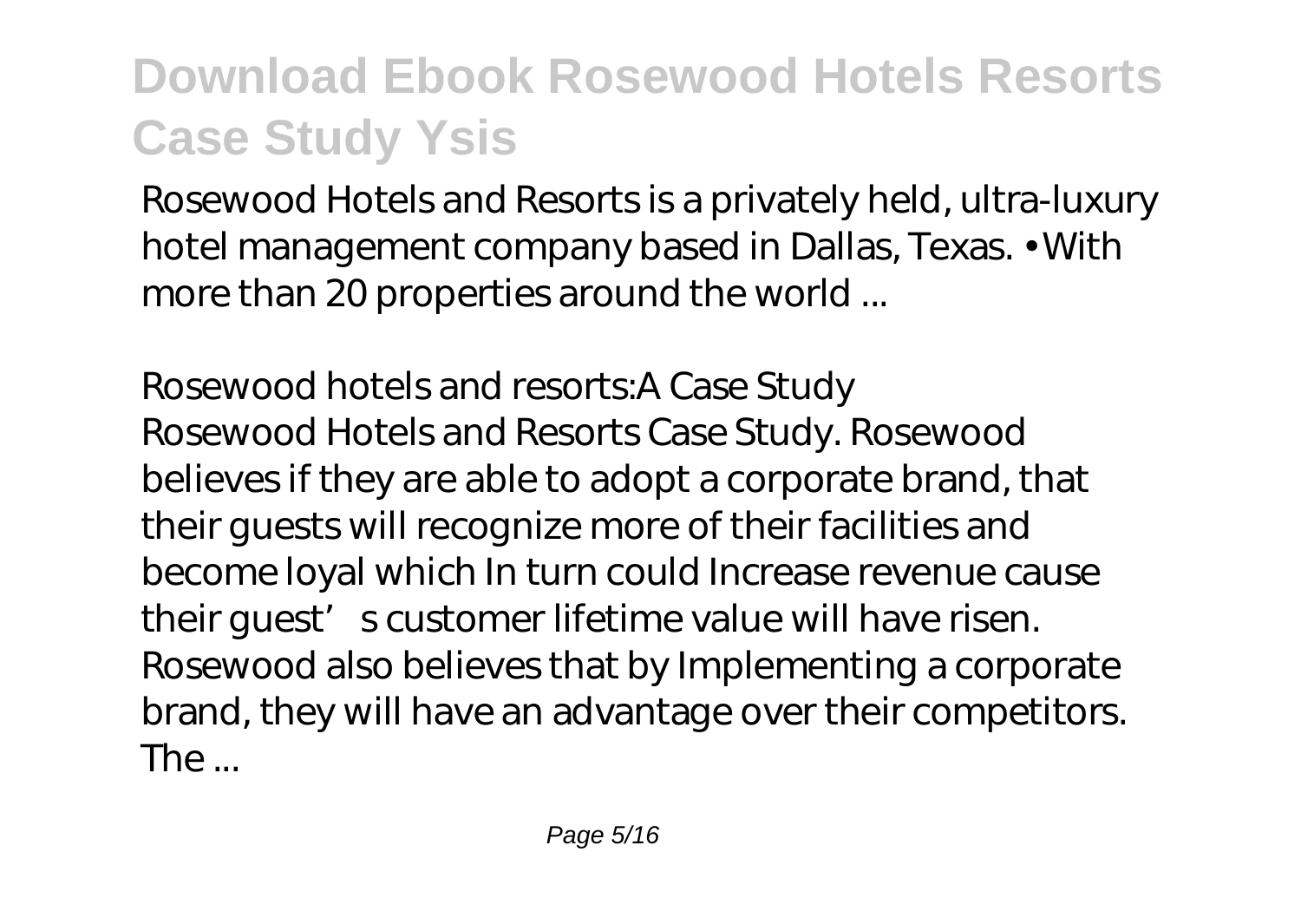Rosewood Hotels and Resorts is a privately held, ultra-luxury hotel management company based in Dallas, Texas. • With more than 20 properties around the world ...

*Rosewood hotels and resorts:A Case Study*

Rosewood Hotels and Resorts Case Study. Rosewood believes if they are able to adopt a corporate brand, that their guests will recognize more of their facilities and become loyal which In turn could Increase revenue cause their guest' s customer lifetime value will have risen. Rosewood also believes that by Implementing a corporate brand, they will have an advantage over their competitors. The ...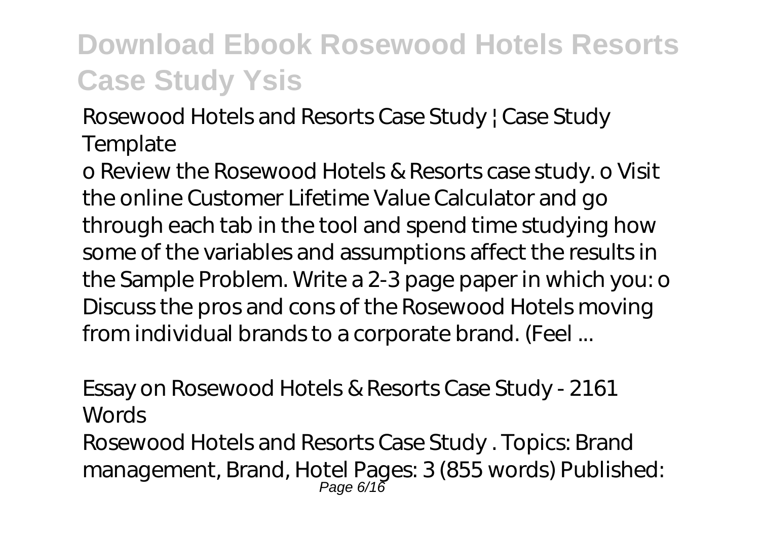*Rosewood Hotels and Resorts Case Study | Case Study Template*

o Review the Rosewood Hotels & Resorts case study. o Visit the online Customer Lifetime Value Calculator and go through each tab in the tool and spend time studying how some of the variables and assumptions affect the results in the Sample Problem. Write a 2-3 page paper in which you: o Discuss the pros and cons of the Rosewood Hotels moving from individual brands to a corporate brand. (Feel ...

*Essay on Rosewood Hotels & Resorts Case Study - 2161 Words*

Rosewood Hotels and Resorts Case Study . Topics: Brand management, Brand, Hotel Pages: 3 (855 words) Published: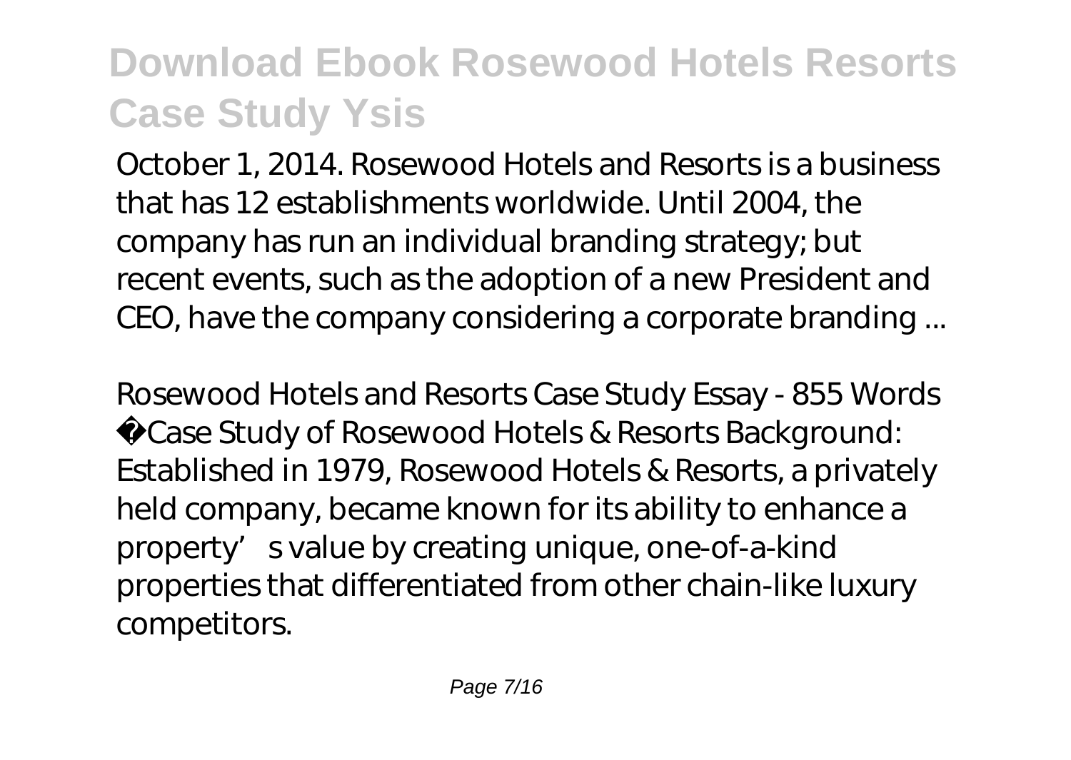October 1, 2014. Rosewood Hotels and Resorts is a business that has 12 establishments worldwide. Until 2004, the company has run an individual branding strategy; but recent events, such as the adoption of a new President and CEO, have the company considering a corporate branding ...

*Rosewood Hotels and Resorts Case Study Essay - 855 Words*

Case Study of Rosewood Hotels & Resorts Background: Established in 1979, Rosewood Hotels & Resorts, a privately held company, became known for its ability to enhance a property's value by creating unique, one-of-a-kind properties that differentiated from other chain-like luxury competitors.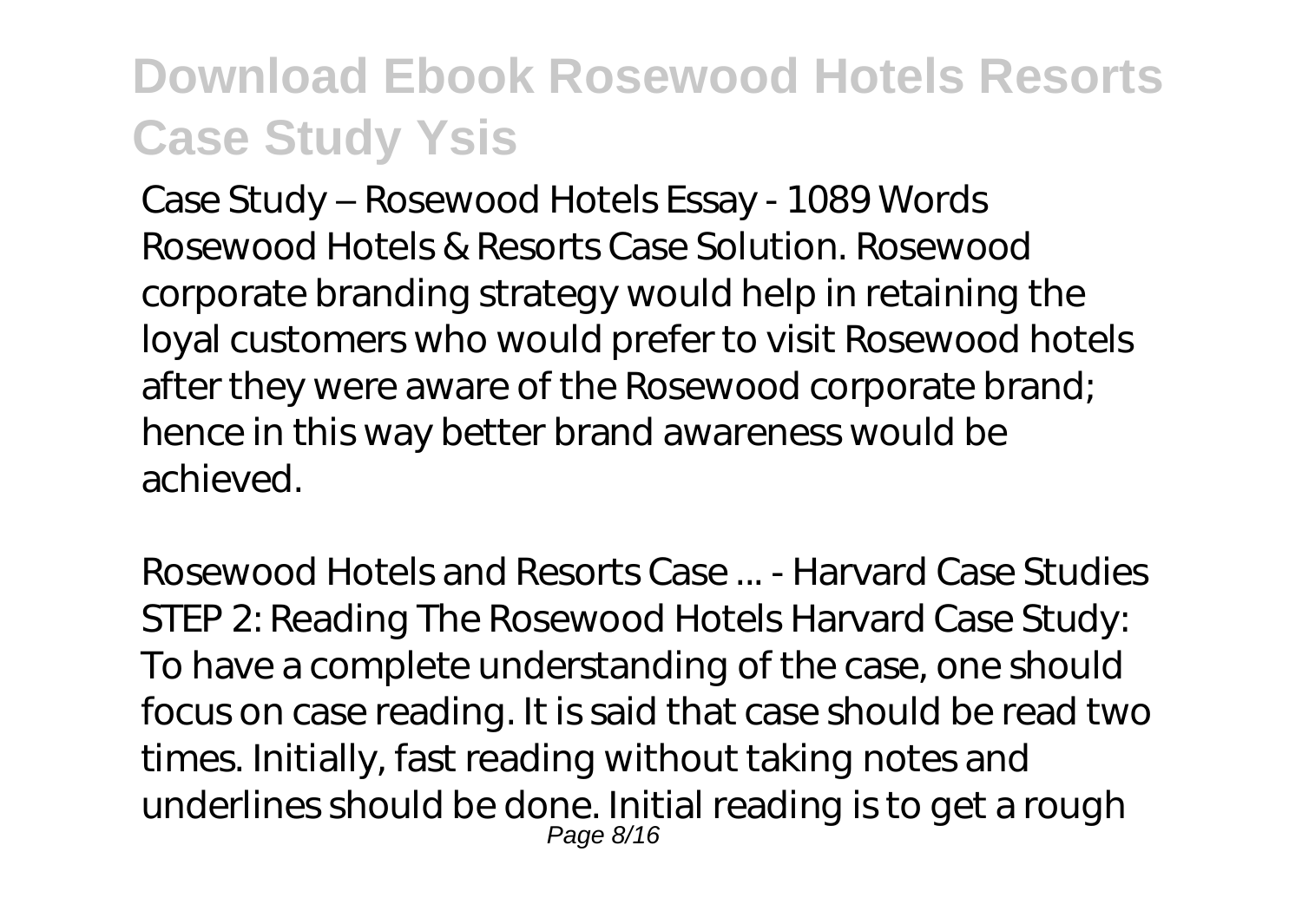Case Study – Rosewood Hotels Essay - 1089 Words
Rosewood Hotels & Resorts Case Solution. Rosewood corporate branding strategy would help in retaining the loyal customers who would prefer to visit Rosewood hotels after they were aware of the Rosewood corporate brand; hence in this way better brand awareness would be achieved.

Rosewood Hotels and Resorts Case ... - Harvard Case Studies
STEP 2: Reading The Rosewood Hotels Harvard Case Study: To have a complete understanding of the case, one should focus on case reading. It is said that case should be read two times. Initially, fast reading without taking notes and underlines should be done. Initial reading is to get a rough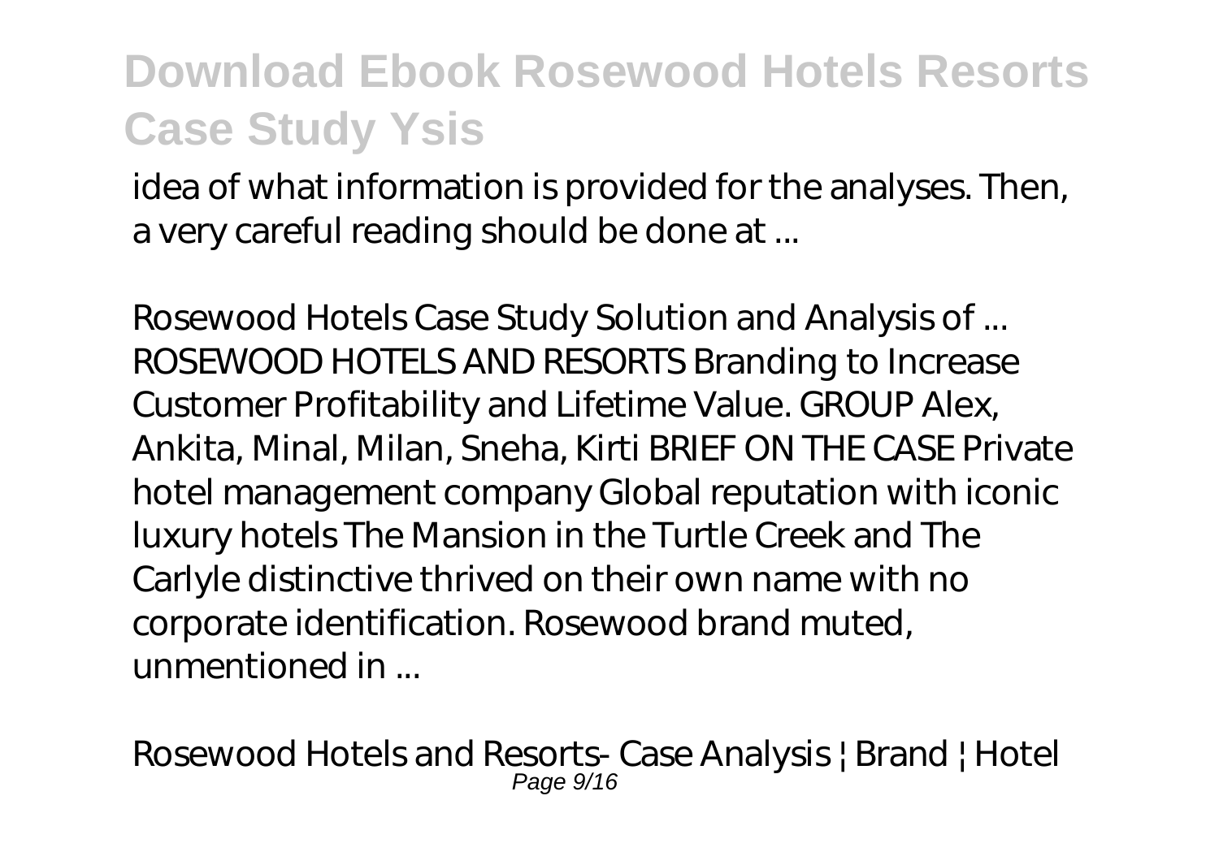idea of what information is provided for the analyses. Then, a very careful reading should be done at ...

*Rosewood Hotels Case Study Solution and Analysis of ...*
ROSEWOOD HOTELS AND RESORTS Branding to Increase Customer Profitability and Lifetime Value. GROUP Alex, Ankita, Minal, Milan, Sneha, Kirti BRIEF ON THE CASE Private hotel management company Global reputation with iconic luxury hotels The Mansion in the Turtle Creek and The Carlyle distinctive thrived on their own name with no corporate identification. Rosewood brand muted, unmentioned in ...

*Rosewood Hotels and Resorts- Case Analysis | Brand | Hotel*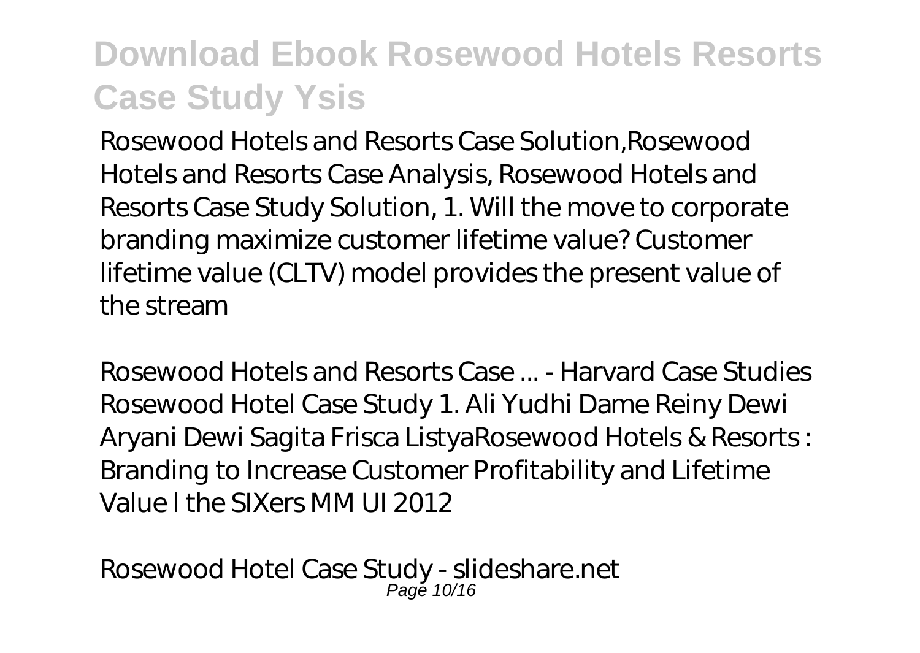## Download Ebook Rosewood Hotels Resorts Case Study Ysis

Rosewood Hotels and Resorts Case Solution,Rosewood Hotels and Resorts Case Analysis, Rosewood Hotels and Resorts Case Study Solution, 1. Will the move to corporate branding maximize customer lifetime value? Customer lifetime value (CLTV) model provides the present value of the stream

*Rosewood Hotels and Resorts Case ... - Harvard Case Studies*

Rosewood Hotel Case Study 1. Ali Yudhi Dame Reiny Dewi Aryani Dewi Sagita Frisca ListyaRosewood Hotels & Resorts : Branding to Increase Customer Profitability and Lifetime Value l the SIXers MM UI 2012

*Rosewood Hotel Case Study - slideshare.net*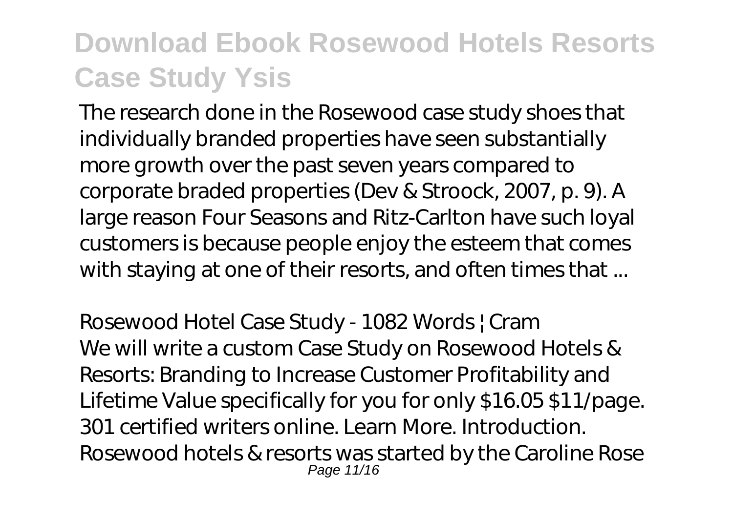## Download Ebook Rosewood Hotels Resorts Case Study Ysis

The research done in the Rosewood case study shoes that individually branded properties have seen substantially more growth over the past seven years compared to corporate braded properties (Dev & Stroock, 2007, p. 9). A large reason Four Seasons and Ritz-Carlton have such loyal customers is because people enjoy the esteem that comes with staying at one of their resorts, and often times that ...

*Rosewood Hotel Case Study - 1082 Words | Cram*

We will write a custom Case Study on Rosewood Hotels & Resorts: Branding to Increase Customer Profitability and Lifetime Value specifically for you for only $16.05 $11/page. 301 certified writers online. Learn More. Introduction. Rosewood hotels & resorts was started by the Caroline Rose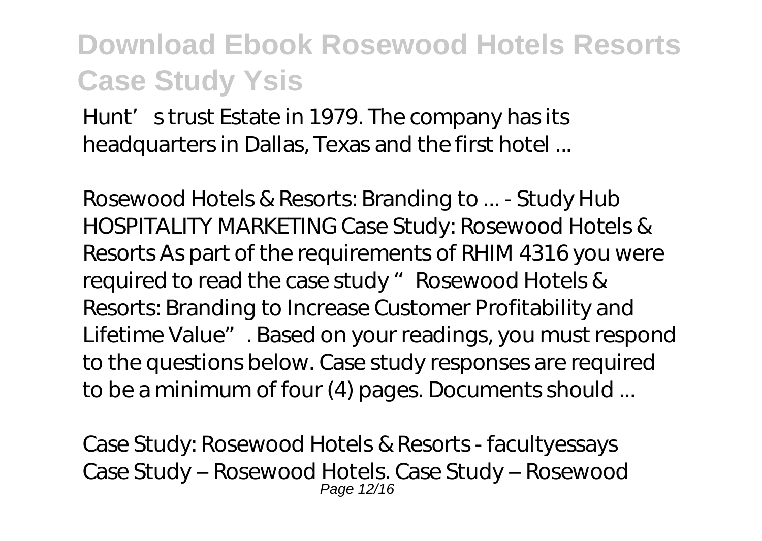Hunt' s trust Estate in 1979. The company has its headquarters in Dallas, Texas and the first hotel ...

*Rosewood Hotels & Resorts: Branding to ... - Study Hub*
HOSPITALITY MARKETING Case Study: Rosewood Hotels & Resorts As part of the requirements of RHIM 4316 you were required to read the case study " Rosewood Hotels & Resorts: Branding to Increase Customer Profitability and Lifetime Value". Based on your readings, you must respond to the questions below. Case study responses are required to be a minimum of four (4) pages. Documents should ...

*Case Study: Rosewood Hotels & Resorts - facultyessays*
Case Study – Rosewood Hotels. Case Study – Rosewood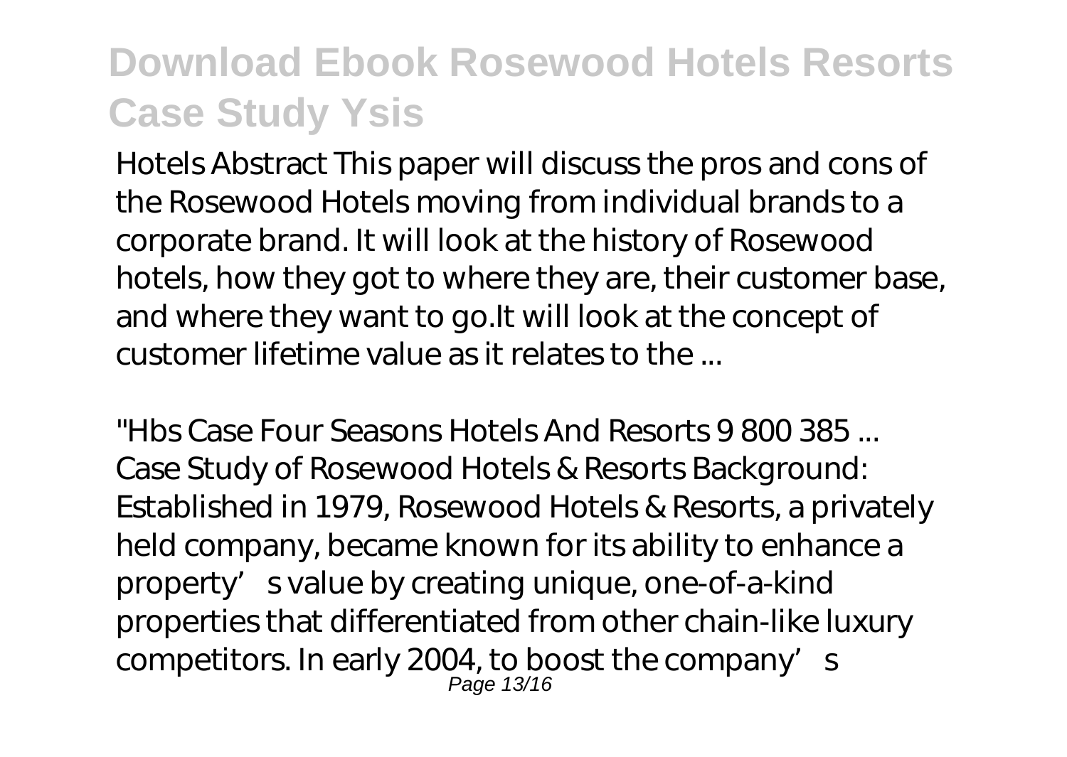Hotels Abstract This paper will discuss the pros and cons of the Rosewood Hotels moving from individual brands to a corporate brand. It will look at the history of Rosewood hotels, how they got to where they are, their customer base, and where they want to go.It will look at the concept of customer lifetime value as it relates to the ...

*"Hbs Case Four Seasons Hotels And Resorts 9 800 385 ...*
Case Study of Rosewood Hotels & Resorts Background: Established in 1979, Rosewood Hotels & Resorts, a privately held company, became known for its ability to enhance a property's value by creating unique, one-of-a-kind properties that differentiated from other chain-like luxury competitors. In early 2004, to boost the company's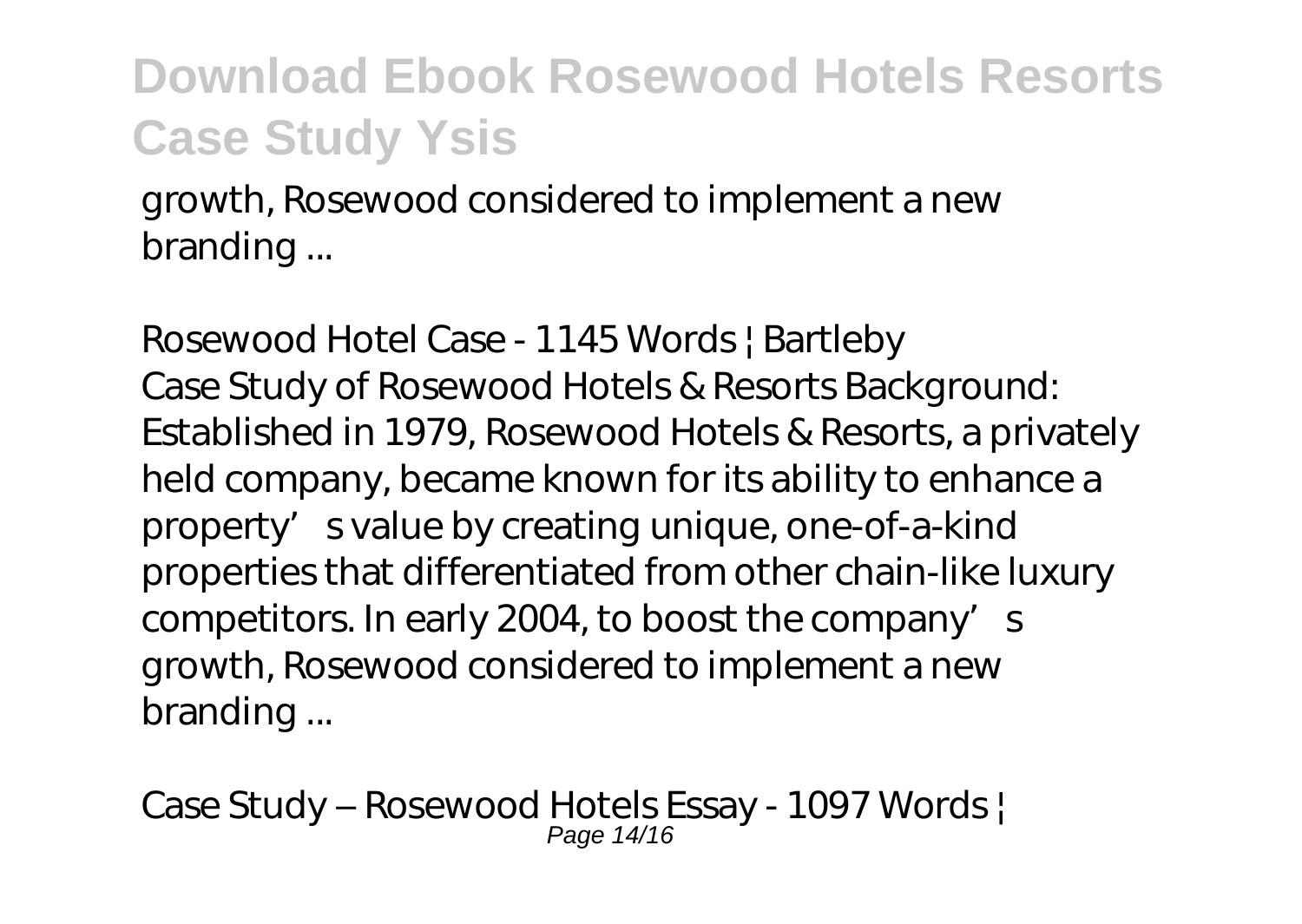growth, Rosewood considered to implement a new branding ...

*Rosewood Hotel Case - 1145 Words | Bartleby*
Case Study of Rosewood Hotels & Resorts Background: Established in 1979, Rosewood Hotels & Resorts, a privately held company, became known for its ability to enhance a property's value by creating unique, one-of-a-kind properties that differentiated from other chain-like luxury competitors. In early 2004, to boost the company's growth, Rosewood considered to implement a new branding ...

*Case Study – Rosewood Hotels Essay - 1097 Words |*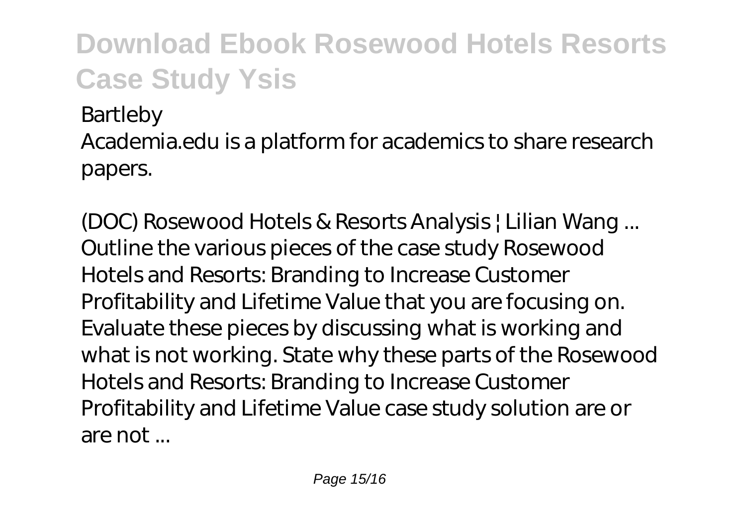*Bartleby*

Academia.edu is a platform for academics to share research papers.

*(DOC) Rosewood Hotels & Resorts Analysis | Lilian Wang ...*

Outline the various pieces of the case study Rosewood Hotels and Resorts: Branding to Increase Customer Profitability and Lifetime Value that you are focusing on. Evaluate these pieces by discussing what is working and what is not working. State why these parts of the Rosewood Hotels and Resorts: Branding to Increase Customer Profitability and Lifetime Value case study solution are or are not ...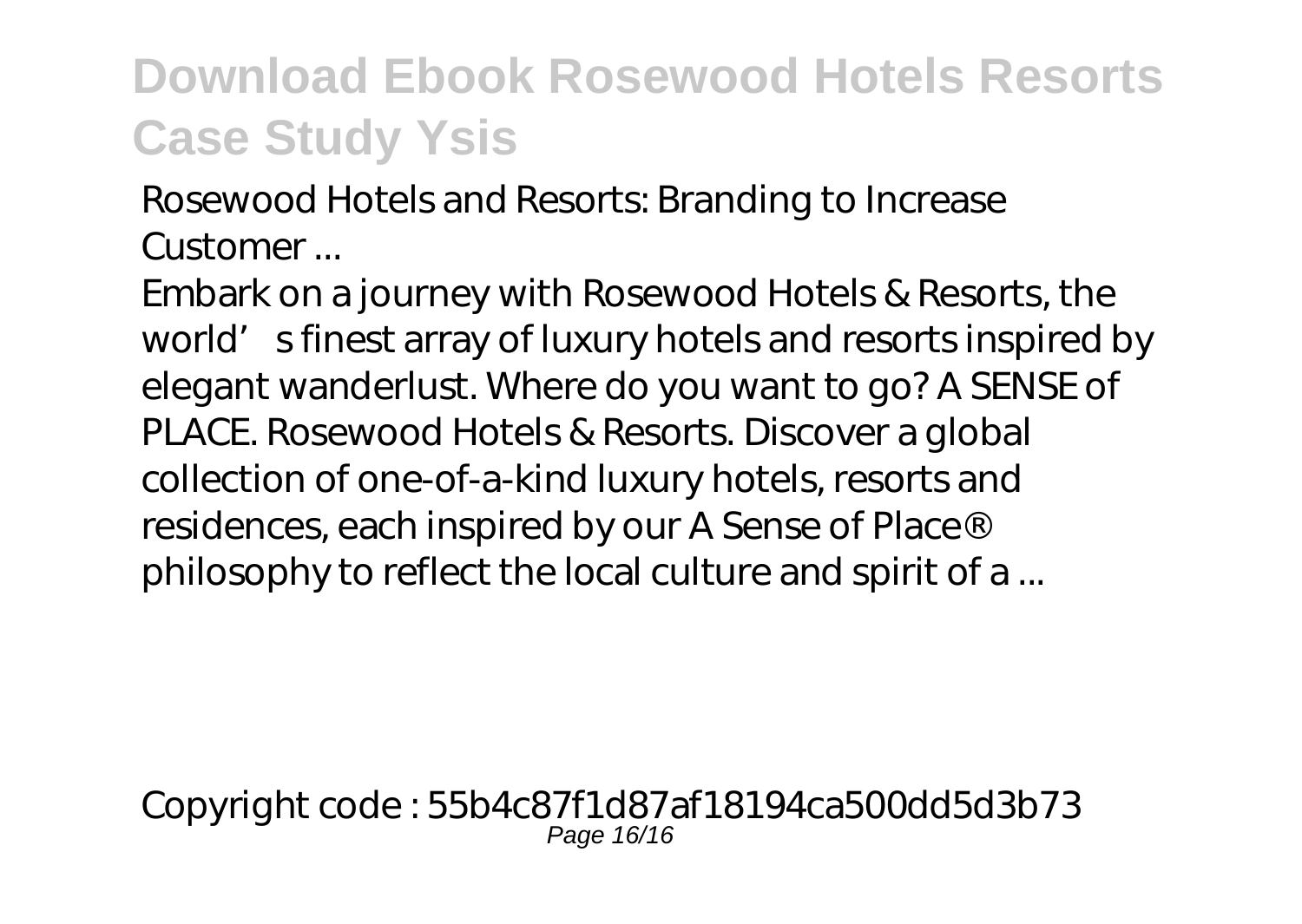# Download Ebook Rosewood Hotels Resorts Case Study Ysis

Rosewood Hotels and Resorts: Branding to Increase Customer ...

Embark on a journey with Rosewood Hotels & Resorts, the world's finest array of luxury hotels and resorts inspired by elegant wanderlust. Where do you want to go? A SENSE of PLACE. Rosewood Hotels & Resorts. Discover a global collection of one-of-a-kind luxury hotels, resorts and residences, each inspired by our A Sense of Place® philosophy to reflect the local culture and spirit of a ...

Copyright code : 55b4c87f1d87af18194ca500dd5d3b73